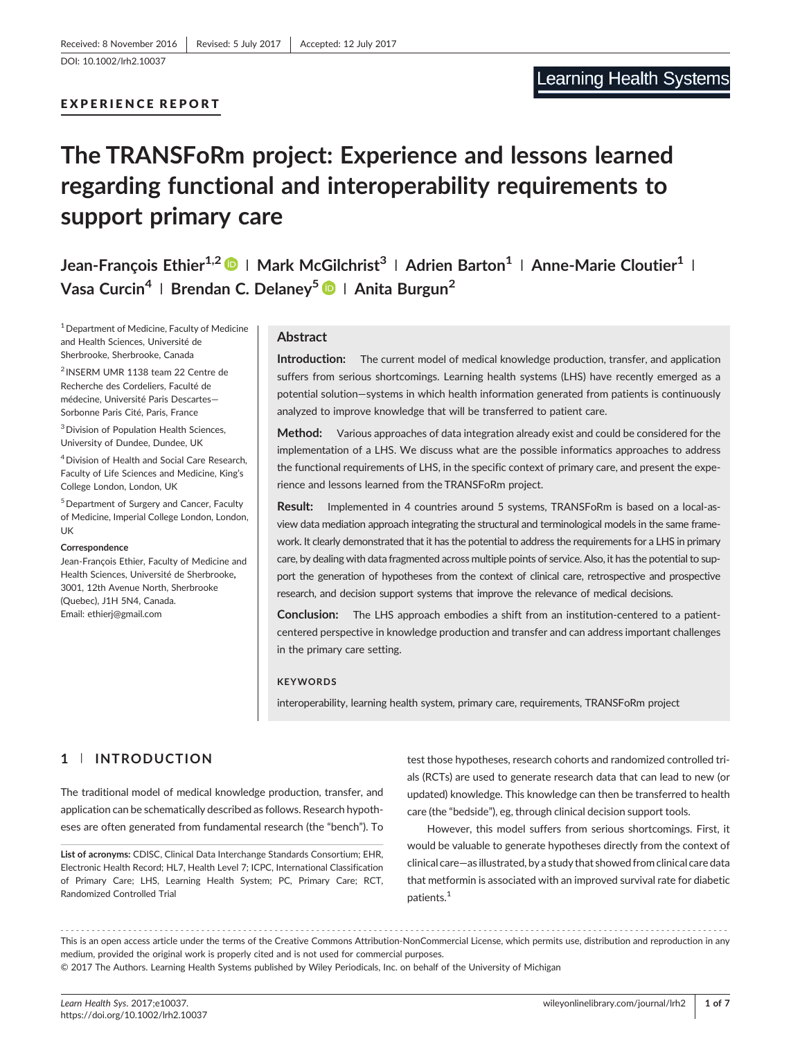Received: 8 November 2016 | Revised: 5 July 2017 | Accepted: 12 July 2017

DOI: 10.1002/lrh2.10037

EXPERIENCE REPORT

# The TRANSFoRm project: Experience and lessons learned regarding functional and interoperability requirements to support primary care

Jean-François Ethier[1,2] | Mark McGilchrist[3] | Adrien Barton[1] | Anne-Marie Cloutier[1] | Vasa Curcin[4] | Brendan C. Delaney[5] | Anita Burgun[2]

[1] Department of Medicine, Faculty of Medicine and Health Sciences, Université de Sherbrooke, Sherbrooke, Canada

[2] INSERM UMR 1138 team 22 Centre de Recherche des Cordeliers, Faculté de médecine, Université Paris Descartes—Sorbonne Paris Cité, Paris, France

[3] Division of Population Health Sciences, University of Dundee, Dundee, UK

[4] Division of Health and Social Care Research, Faculty of Life Sciences and Medicine, King's College London, London, UK

[5] Department of Surgery and Cancer, Faculty of Medicine, Imperial College London, London, UK

**Correspondence**

Jean-François Ethier, Faculty of Medicine and Health Sciences, Université de Sherbrooke, 3001, 12th Avenue North, Sherbrooke (Quebec), J1H 5N4, Canada.
Email: ethierj@gmail.com

## Abstract

**Introduction:** The current model of medical knowledge production, transfer, and application suffers from serious shortcomings. Learning health systems (LHS) have recently emerged as a potential solution—systems in which health information generated from patients is continuously analyzed to improve knowledge that will be transferred to patient care.

**Method:** Various approaches of data integration already exist and could be considered for the implementation of a LHS. We discuss what are the possible informatics approaches to address the functional requirements of LHS, in the specific context of primary care, and present the experience and lessons learned from the TRANSFoRm project.

**Result:** Implemented in 4 countries around 5 systems, TRANSFoRm is based on a local-as-view data mediation approach integrating the structural and terminological models in the same framework. It clearly demonstrated that it has the potential to address the requirements for a LHS in primary care, by dealing with data fragmented across multiple points of service. Also, it has the potential to support the generation of hypotheses from the context of clinical care, retrospective and prospective research, and decision support systems that improve the relevance of medical decisions.

**Conclusion:** The LHS approach embodies a shift from an institution-centered to a patient-centered perspective in knowledge production and transfer and can address important challenges in the primary care setting.

**KEYWORDS**

interoperability, learning health system, primary care, requirements, TRANSFoRm project

## 1 | INTRODUCTION

The traditional model of medical knowledge production, transfer, and application can be schematically described as follows. Research hypotheses are often generated from fundamental research (the "bench"). To test those hypotheses, research cohorts and randomized controlled trials (RCTs) are used to generate research data that can lead to new (or updated) knowledge. This knowledge can then be transferred to health care (the "bedside"), eg, through clinical decision support tools.

However, this model suffers from serious shortcomings. First, it would be valuable to generate hypotheses directly from the context of clinical care—as illustrated, by a study that showed from clinical care data that metformin is associated with an improved survival rate for diabetic patients.[1]

**List of acronyms:** CDISC, Clinical Data Interchange Standards Consortium; EHR, Electronic Health Record; HL7, Health Level 7; ICPC, International Classification of Primary Care; LHS, Learning Health System; PC, Primary Care; RCT, Randomized Controlled Trial

This is an open access article under the terms of the Creative Commons Attribution-NonCommercial License, which permits use, distribution and reproduction in any medium, provided the original work is properly cited and is not used for commercial purposes.
© 2017 The Authors. Learning Health Systems published by Wiley Periodicals, Inc. on behalf of the University of Michigan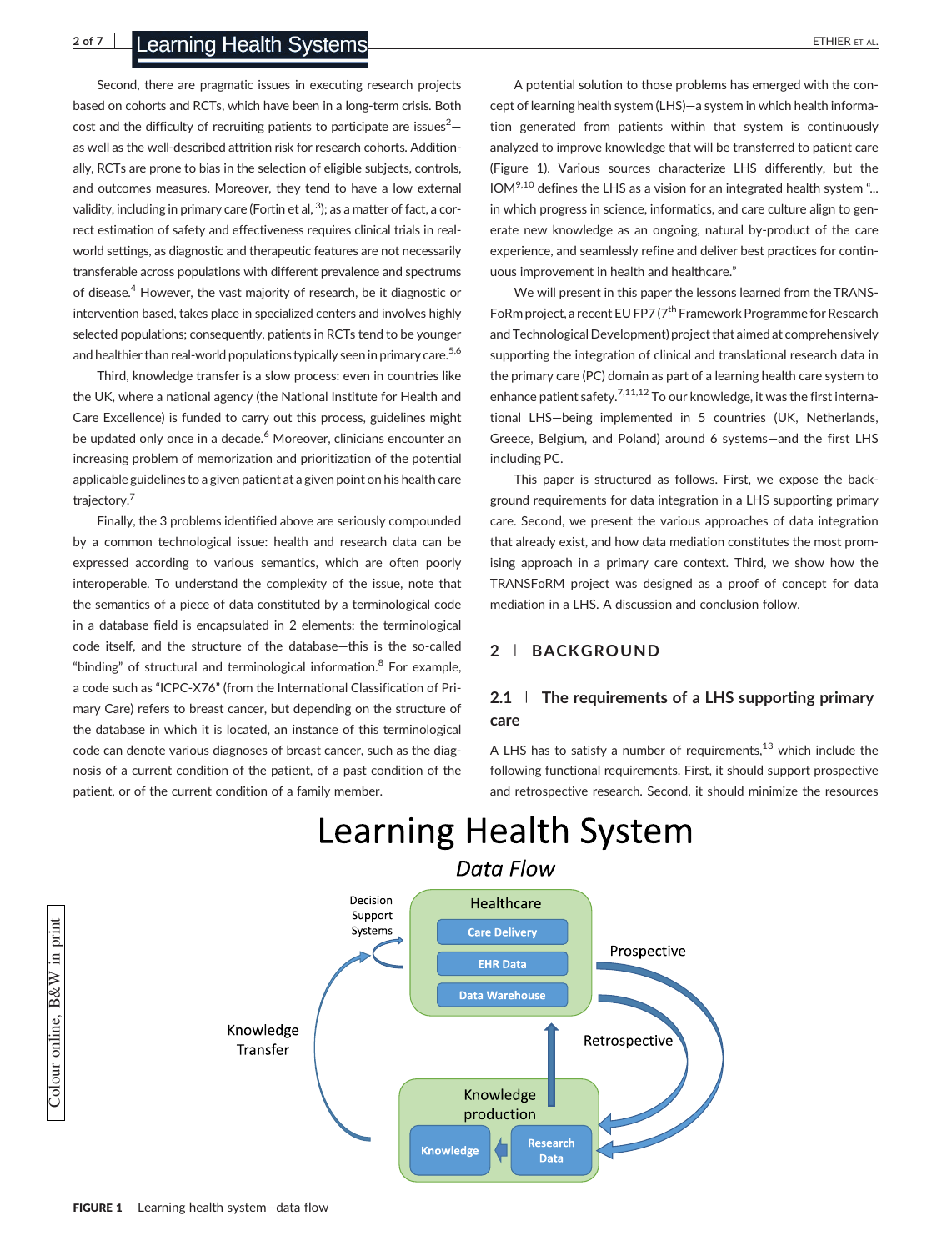Second, there are pragmatic issues in executing research projects based on cohorts and RCTs, which have been in a long-term crisis. Both cost and the difficulty of recruiting patients to participate are issues[2]—as well as the well-described attrition risk for research cohorts. Additionally, RCTs are prone to bias in the selection of eligible subjects, controls, and outcomes measures. Moreover, they tend to have a low external validity, including in primary care (Fortin et al, [3]); as a matter of fact, a correct estimation of safety and effectiveness requires clinical trials in real-world settings, as diagnostic and therapeutic features are not necessarily transferable across populations with different prevalence and spectrums of disease.[4] However, the vast majority of research, be it diagnostic or intervention based, takes place in specialized centers and involves highly selected populations; consequently, patients in RCTs tend to be younger and healthier than real-world populations typically seen in primary care.[5,6]

Third, knowledge transfer is a slow process: even in countries like the UK, where a national agency (the National Institute for Health and Care Excellence) is funded to carry out this process, guidelines might be updated only once in a decade.[6] Moreover, clinicians encounter an increasing problem of memorization and prioritization of the potential applicable guidelines to a given patient at a given point on his health care trajectory.[7]

Finally, the 3 problems identified above are seriously compounded by a common technological issue: health and research data can be expressed according to various semantics, which are often poorly interoperable. To understand the complexity of the issue, note that the semantics of a piece of data constituted by a terminological code in a database field is encapsulated in 2 elements: the terminological code itself, and the structure of the database—this is the so-called "binding" of structural and terminological information.[8] For example, a code such as "ICPC-X76" (from the International Classification of Primary Care) refers to breast cancer, but depending on the structure of the database in which it is located, an instance of this terminological code can denote various diagnoses of breast cancer, such as the diagnosis of a current condition of the patient, of a past condition of the patient, or of the current condition of a family member.

A potential solution to those problems has emerged with the concept of learning health system (LHS)—a system in which health information generated from patients within that system is continuously analyzed to improve knowledge that will be transferred to patient care (Figure 1). Various sources characterize LHS differently, but the IOM[9,10] defines the LHS as a vision for an integrated health system "... in which progress in science, informatics, and care culture align to generate new knowledge as an ongoing, natural by-product of the care experience, and seamlessly refine and deliver best practices for continuous improvement in health and healthcare."

We will present in this paper the lessons learned from the TRANSFoRm project, a recent EU FP7 (7th Framework Programme for Research and Technological Development) project that aimed at comprehensively supporting the integration of clinical and translational research data in the primary care (PC) domain as part of a learning health care system to enhance patient safety.[7,11,12] To our knowledge, it was the first international LHS—being implemented in 5 countries (UK, Netherlands, Greece, Belgium, and Poland) around 6 systems—and the first LHS including PC.

This paper is structured as follows. First, we expose the background requirements for data integration in a LHS supporting primary care. Second, we present the various approaches of data integration that already exist, and how data mediation constitutes the most promising approach in a primary care context. Third, we show how the TRANSFoRM project was designed as a proof of concept for data mediation in a LHS. A discussion and conclusion follow.

## 2 | BACKGROUND

### 2.1 | The requirements of a LHS supporting primary care

A LHS has to satisfy a number of requirements,[13] which include the following functional requirements. First, it should support prospective and retrospective research. Second, it should minimize the resources

**FIGURE 1** Learning health system—data flow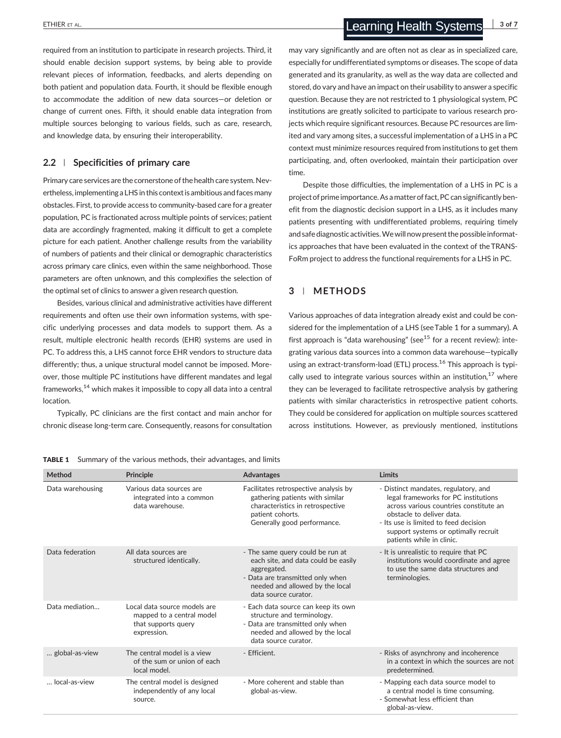required from an institution to participate in research projects. Third, it should enable decision support systems, by being able to provide relevant pieces of information, feedbacks, and alerts depending on both patient and population data. Fourth, it should be flexible enough to accommodate the addition of new data sources—or deletion or change of current ones. Fifth, it should enable data integration from multiple sources belonging to various fields, such as care, research, and knowledge data, by ensuring their interoperability.

### 2.2 | Specificities of primary care

Primary care services are the cornerstone of the health care system. Nevertheless, implementing a LHS in this context is ambitious and faces many obstacles. First, to provide access to community-based care for a greater population, PC is fractionated across multiple points of services; patient data are accordingly fragmented, making it difficult to get a complete picture for each patient. Another challenge results from the variability of numbers of patients and their clinical or demographic characteristics across primary care clinics, even within the same neighborhood. Those parameters are often unknown, and this complexifies the selection of the optimal set of clinics to answer a given research question.

Besides, various clinical and administrative activities have different requirements and often use their own information systems, with specific underlying processes and data models to support them. As a result, multiple electronic health records (EHR) systems are used in PC. To address this, a LHS cannot force EHR vendors to structure data differently; thus, a unique structural model cannot be imposed. Moreover, those multiple PC institutions have different mandates and legal frameworks,[14] which makes it impossible to copy all data into a central location.

Typically, PC clinicians are the first contact and main anchor for chronic disease long-term care. Consequently, reasons for consultation may vary significantly and are often not as clear as in specialized care, especially for undifferentiated symptoms or diseases. The scope of data generated and its granularity, as well as the way data are collected and stored, do vary and have an impact on their usability to answer a specific question. Because they are not restricted to 1 physiological system, PC institutions are greatly solicited to participate to various research projects which require significant resources. Because PC resources are limited and vary among sites, a successful implementation of a LHS in a PC context must minimize resources required from institutions to get them participating, and, often overlooked, maintain their participation over time.

Despite those difficulties, the implementation of a LHS in PC is a project of prime importance. As a matter of fact, PC can significantly benefit from the diagnostic decision support in a LHS, as it includes many patients presenting with undifferentiated problems, requiring timely and safe diagnostic activities. We will now present the possible informatics approaches that have been evaluated in the context of the TRANSFoRm project to address the functional requirements for a LHS in PC.

## 3 | METHODS

Various approaches of data integration already exist and could be considered for the implementation of a LHS (see Table 1 for a summary). A first approach is "data warehousing" (see[15] for a recent review): integrating various data sources into a common data warehouse—typically using an extract-transform-load (ETL) process.[16] This approach is typically used to integrate various sources within an institution,[17] where they can be leveraged to facilitate retrospective analysis by gathering patients with similar characteristics in retrospective patient cohorts. They could be considered for application on multiple sources scattered across institutions. However, as previously mentioned, institutions

**TABLE 1** Summary of the various methods, their advantages, and limits

| Method | Principle | Advantages | Limits |
|---|---|---|---|
| Data warehousing | Various data sources are integrated into a common data warehouse. | Facilitates retrospective analysis by gathering patients with similar characteristics in retrospective patient cohorts. Generally good performance. | - Distinct mandates, regulatory, and legal frameworks for PC institutions across various countries constitute an obstacle to deliver data. - Its use is limited to feed decision support systems or optimally recruit patients while in clinic. |
| Data federation | All data sources are structured identically. | - The same query could be run at each site, and data could be easily aggregated. - Data are transmitted only when needed and allowed by the local data source curator. | - It is unrealistic to require that PC institutions would coordinate and agree to use the same data structures and terminologies. |
| Data mediation… | Local data source models are mapped to a central model that supports query expression. | - Each data source can keep its own structure and terminology. - Data are transmitted only when needed and allowed by the local data source curator. | |
| … global-as-view | The central model is a view of the sum or union of each local model. | - Efficient. | - Risks of asynchrony and incoherence in a context in which the sources are not predetermined. |
| … local-as-view | The central model is designed independently of any local source. | - More coherent and stable than global-as-view. | - Mapping each data source model to a central model is time consuming. - Somewhat less efficient than global-as-view. |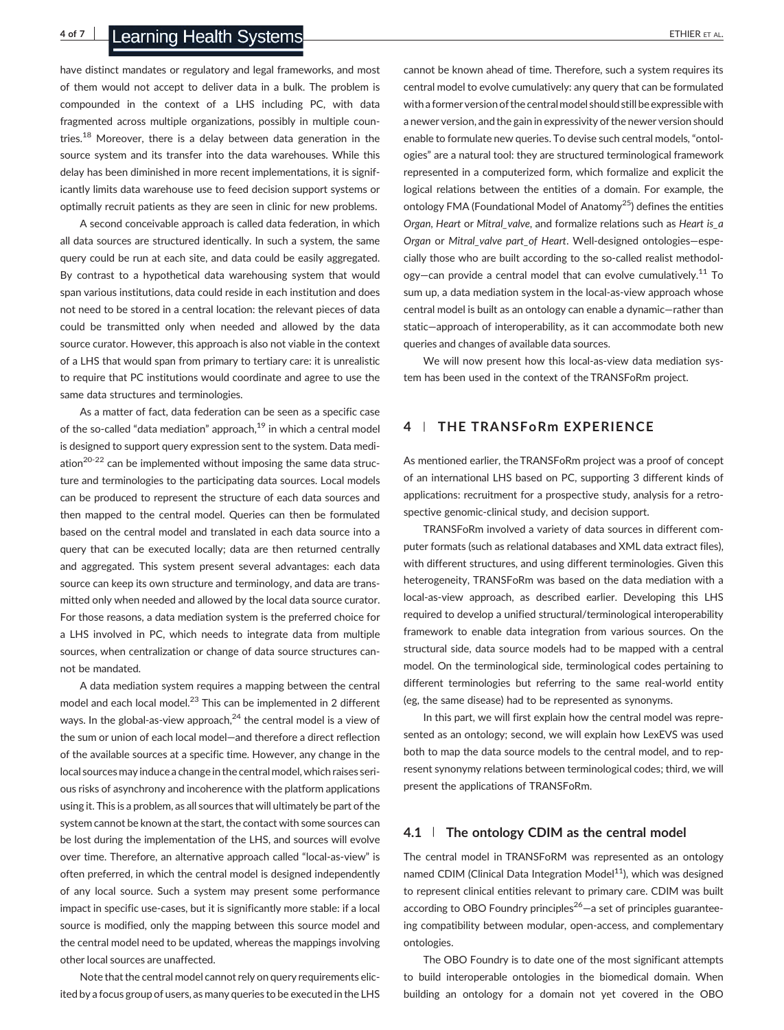have distinct mandates or regulatory and legal frameworks, and most of them would not accept to deliver data in a bulk. The problem is compounded in the context of a LHS including PC, with data fragmented across multiple organizations, possibly in multiple countries.[18] Moreover, there is a delay between data generation in the source system and its transfer into the data warehouses. While this delay has been diminished in more recent implementations, it is significantly limits data warehouse use to feed decision support systems or optimally recruit patients as they are seen in clinic for new problems.

A second conceivable approach is called data federation, in which all data sources are structured identically. In such a system, the same query could be run at each site, and data could be easily aggregated. By contrast to a hypothetical data warehousing system that would span various institutions, data could reside in each institution and does not need to be stored in a central location: the relevant pieces of data could be transmitted only when needed and allowed by the data source curator. However, this approach is also not viable in the context of a LHS that would span from primary to tertiary care: it is unrealistic to require that PC institutions would coordinate and agree to use the same data structures and terminologies.

As a matter of fact, data federation can be seen as a specific case of the so-called "data mediation" approach,[19] in which a central model is designed to support query expression sent to the system. Data mediation[20-22] can be implemented without imposing the same data structure and terminologies to the participating data sources. Local models can be produced to represent the structure of each data sources and then mapped to the central model. Queries can then be formulated based on the central model and translated in each data source into a query that can be executed locally; data are then returned centrally and aggregated. This system present several advantages: each data source can keep its own structure and terminology, and data are transmitted only when needed and allowed by the local data source curator. For those reasons, a data mediation system is the preferred choice for a LHS involved in PC, which needs to integrate data from multiple sources, when centralization or change of data source structures cannot be mandated.

A data mediation system requires a mapping between the central model and each local model.[23] This can be implemented in 2 different ways. In the global-as-view approach,[24] the central model is a view of the sum or union of each local model—and therefore a direct reflection of the available sources at a specific time. However, any change in the local sources may induce a change in the central model, which raises serious risks of asynchrony and incoherence with the platform applications using it. This is a problem, as all sources that will ultimately be part of the system cannot be known at the start, the contact with some sources can be lost during the implementation of the LHS, and sources will evolve over time. Therefore, an alternative approach called "local-as-view" is often preferred, in which the central model is designed independently of any local source. Such a system may present some performance impact in specific use-cases, but it is significantly more stable: if a local source is modified, only the mapping between this source model and the central model need to be updated, whereas the mappings involving other local sources are unaffected.

Note that the central model cannot rely on query requirements elicited by a focus group of users, as many queries to be executed in the LHS cannot be known ahead of time. Therefore, such a system requires its central model to evolve cumulatively: any query that can be formulated with a former version of the central model should still be expressible with a newer version, and the gain in expressivity of the newer version should enable to formulate new queries. To devise such central models, "ontologies" are a natural tool: they are structured terminological framework represented in a computerized form, which formalize and explicit the logical relations between the entities of a domain. For example, the ontology FMA (Foundational Model of Anatomy[25]) defines the entities *Organ*, *Heart* or *Mitral_valve*, and formalize relations such as *Heart is_a Organ* or *Mitral_valve part_of Heart*. Well-designed ontologies—especially those who are built according to the so-called realist methodology—can provide a central model that can evolve cumulatively.[11] To sum up, a data mediation system in the local-as-view approach whose central model is built as an ontology can enable a dynamic—rather than static—approach of interoperability, as it can accommodate both new queries and changes of available data sources.

We will now present how this local-as-view data mediation system has been used in the context of the TRANSFoRm project.

## 4 | THE TRANSFoRm EXPERIENCE

As mentioned earlier, the TRANSFoRm project was a proof of concept of an international LHS based on PC, supporting 3 different kinds of applications: recruitment for a prospective study, analysis for a retrospective genomic-clinical study, and decision support.

TRANSFoRm involved a variety of data sources in different computer formats (such as relational databases and XML data extract files), with different structures, and using different terminologies. Given this heterogeneity, TRANSFoRm was based on the data mediation with a local-as-view approach, as described earlier. Developing this LHS required to develop a unified structural/terminological interoperability framework to enable data integration from various sources. On the structural side, data source models had to be mapped with a central model. On the terminological side, terminological codes pertaining to different terminologies but referring to the same real-world entity (eg, the same disease) had to be represented as synonyms.

In this part, we will first explain how the central model was represented as an ontology; second, we will explain how LexEVS was used both to map the data source models to the central model, and to represent synonymy relations between terminological codes; third, we will present the applications of TRANSFoRm.

### 4.1 | The ontology CDIM as the central model

The central model in TRANSFoRM was represented as an ontology named CDIM (Clinical Data Integration Model[11]), which was designed to represent clinical entities relevant to primary care. CDIM was built according to OBO Foundry principles[26]—a set of principles guaranteeing compatibility between modular, open-access, and complementary ontologies.

The OBO Foundry is to date one of the most significant attempts to build interoperable ontologies in the biomedical domain. When building an ontology for a domain not yet covered in the OBO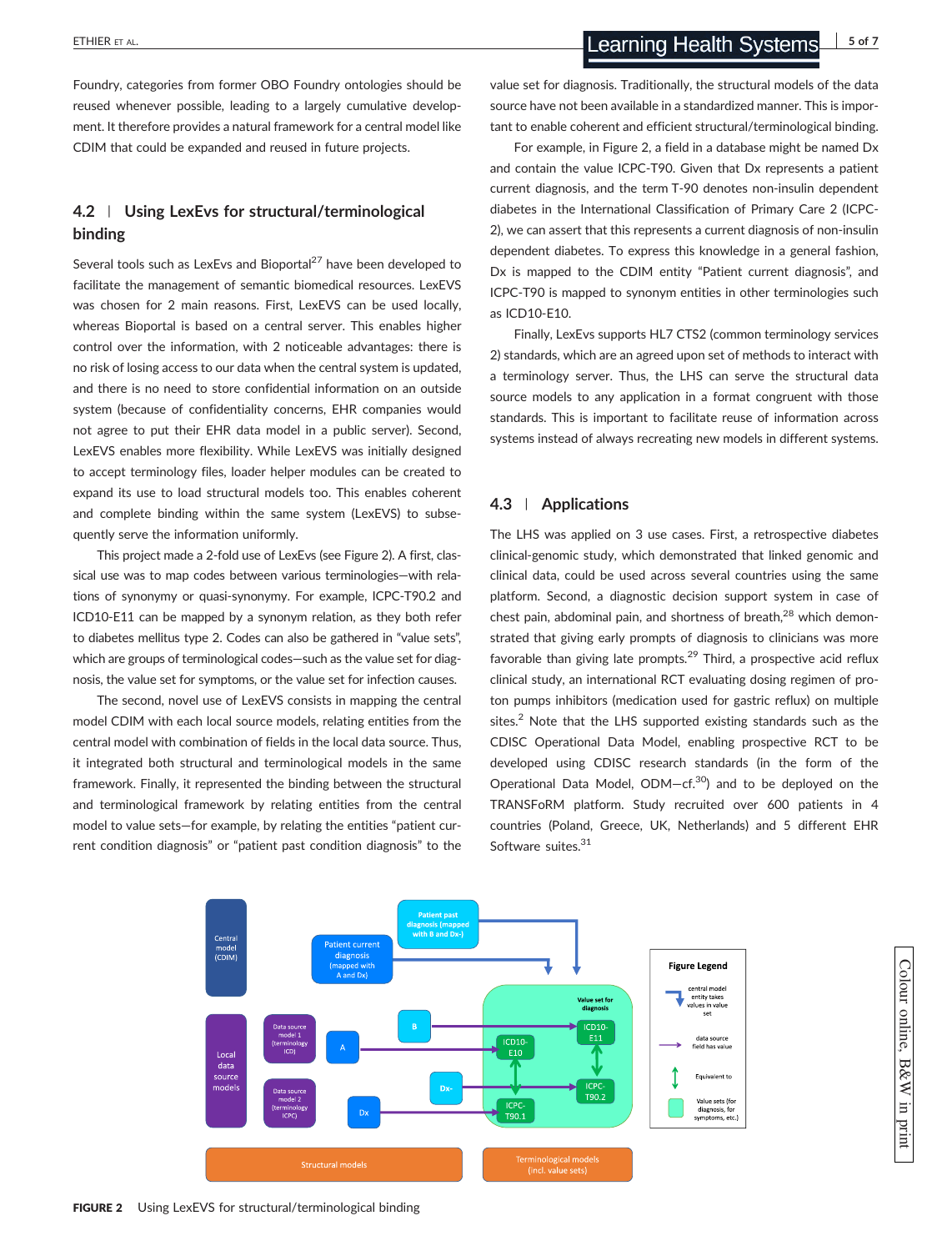Foundry, categories from former OBO Foundry ontologies should be reused whenever possible, leading to a largely cumulative development. It therefore provides a natural framework for a central model like CDIM that could be expanded and reused in future projects.

### 4.2 | Using LexEvs for structural/terminological binding

Several tools such as LexEvs and Bioportal[27] have been developed to facilitate the management of semantic biomedical resources. LexEVS was chosen for 2 main reasons. First, LexEVS can be used locally, whereas Bioportal is based on a central server. This enables higher control over the information, with 2 noticeable advantages: there is no risk of losing access to our data when the central system is updated, and there is no need to store confidential information on an outside system (because of confidentiality concerns, EHR companies would not agree to put their EHR data model in a public server). Second, LexEVS enables more flexibility. While LexEVS was initially designed to accept terminology files, loader helper modules can be created to expand its use to load structural models too. This enables coherent and complete binding within the same system (LexEVS) to subsequently serve the information uniformly.

This project made a 2-fold use of LexEvs (see Figure 2). A first, classical use was to map codes between various terminologies—with relations of synonymy or quasi-synonymy. For example, ICPC-T90.2 and ICD10-E11 can be mapped by a synonym relation, as they both refer to diabetes mellitus type 2. Codes can also be gathered in "value sets", which are groups of terminological codes—such as the value set for diagnosis, the value set for symptoms, or the value set for infection causes.

The second, novel use of LexEVS consists in mapping the central model CDIM with each local source models, relating entities from the central model with combination of fields in the local data source. Thus, it integrated both structural and terminological models in the same framework. Finally, it represented the binding between the structural and terminological framework by relating entities from the central model to value sets—for example, by relating the entities "patient current condition diagnosis" or "patient past condition diagnosis" to the value set for diagnosis. Traditionally, the structural models of the data source have not been available in a standardized manner. This is important to enable coherent and efficient structural/terminological binding.

For example, in Figure 2, a field in a database might be named Dx and contain the value ICPC-T90. Given that Dx represents a patient current diagnosis, and the term T-90 denotes non-insulin dependent diabetes in the International Classification of Primary Care 2 (ICPC-2), we can assert that this represents a current diagnosis of non-insulin dependent diabetes. To express this knowledge in a general fashion, Dx is mapped to the CDIM entity "Patient current diagnosis", and ICPC-T90 is mapped to synonym entities in other terminologies such as ICD10-E10.

Finally, LexEvs supports HL7 CTS2 (common terminology services 2) standards, which are an agreed upon set of methods to interact with a terminology server. Thus, the LHS can serve the structural data source models to any application in a format congruent with those standards. This is important to facilitate reuse of information across systems instead of always recreating new models in different systems.

### 4.3 | Applications

The LHS was applied on 3 use cases. First, a retrospective diabetes clinical-genomic study, which demonstrated that linked genomic and clinical data, could be used across several countries using the same platform. Second, a diagnostic decision support system in case of chest pain, abdominal pain, and shortness of breath,[28] which demonstrated that giving early prompts of diagnosis to clinicians was more favorable than giving late prompts.[29] Third, a prospective acid reflux clinical study, an international RCT evaluating dosing regimen of proton pumps inhibitors (medication used for gastric reflux) on multiple sites.[2] Note that the LHS supported existing standards such as the CDISC Operational Data Model, enabling prospective RCT to be developed using CDISC research standards (in the form of the Operational Data Model, ODM—cf.[30]) and to be deployed on the TRANSFoRM platform. Study recruited over 600 patients in 4 countries (Poland, Greece, UK, Netherlands) and 5 different EHR Software suites.[31]

FIGURE 2 Using LexEVS for structural/terminological binding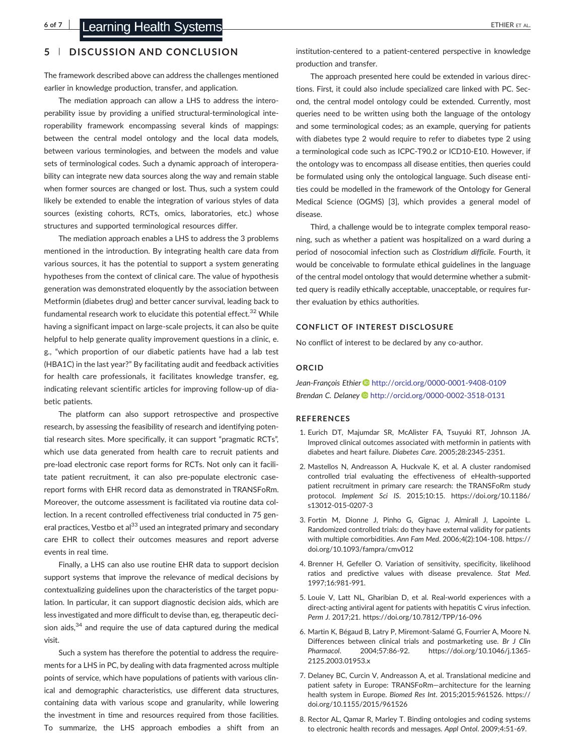## 5 | DISCUSSION AND CONCLUSION

The framework described above can address the challenges mentioned earlier in knowledge production, transfer, and application.

The mediation approach can allow a LHS to address the interoperability issue by providing a unified structural-terminological interoperability framework encompassing several kinds of mappings: between the central model ontology and the local data models, between various terminologies, and between the models and value sets of terminological codes. Such a dynamic approach of interoperability can integrate new data sources along the way and remain stable when former sources are changed or lost. Thus, such a system could likely be extended to enable the integration of various styles of data sources (existing cohorts, RCTs, omics, laboratories, etc.) whose structures and supported terminological resources differ.

The mediation approach enables a LHS to address the 3 problems mentioned in the introduction. By integrating health care data from various sources, it has the potential to support a system generating hypotheses from the context of clinical care. The value of hypothesis generation was demonstrated eloquently by the association between Metformin (diabetes drug) and better cancer survival, leading back to fundamental research work to elucidate this potential effect.[32] While having a significant impact on large-scale projects, it can also be quite helpful to help generate quality improvement questions in a clinic, e.g., "which proportion of our diabetic patients have had a lab test (HBA1C) in the last year?" By facilitating audit and feedback activities for health care professionals, it facilitates knowledge transfer, eg, indicating relevant scientific articles for improving follow-up of diabetic patients.

The platform can also support retrospective and prospective research, by assessing the feasibility of research and identifying potential research sites. More specifically, it can support "pragmatic RCTs", which use data generated from health care to recruit patients and pre-load electronic case report forms for RCTs. Not only can it facilitate patient recruitment, it can also pre-populate electronic case-report forms with EHR record data as demonstrated in TRANSFoRm. Moreover, the outcome assessment is facilitated via routine data collection. In a recent controlled effectiveness trial conducted in 75 general practices, Vestbo et al[33] used an integrated primary and secondary care EHR to collect their outcomes measures and report adverse events in real time.

Finally, a LHS can also use routine EHR data to support decision support systems that improve the relevance of medical decisions by contextualizing guidelines upon the characteristics of the target population. In particular, it can support diagnostic decision aids, which are less investigated and more difficult to devise than, eg, therapeutic decision aids,[34] and require the use of data captured during the medical visit.

Such a system has therefore the potential to address the requirements for a LHS in PC, by dealing with data fragmented across multiple points of service, which have populations of patients with various clinical and demographic characteristics, use different data structures, containing data with various scope and granularity, while lowering the investment in time and resources required from those facilities. To summarize, the LHS approach embodies a shift from an institution-centered to a patient-centered perspective in knowledge production and transfer.

The approach presented here could be extended in various directions. First, it could also include specialized care linked with PC. Second, the central model ontology could be extended. Currently, most queries need to be written using both the language of the ontology and some terminological codes; as an example, querying for patients with diabetes type 2 would require to refer to diabetes type 2 using a terminological code such as ICPC-T90.2 or ICD10-E10. However, if the ontology was to encompass all disease entities, then queries could be formulated using only the ontological language. Such disease entities could be modelled in the framework of the Ontology for General Medical Science (OGMS) [3], which provides a general model of disease.

Third, a challenge would be to integrate complex temporal reasoning, such as whether a patient was hospitalized on a ward during a period of nosocomial infection such as *Clostridium difficile*. Fourth, it would be conceivable to formulate ethical guidelines in the language of the central model ontology that would determine whether a submitted query is readily ethically acceptable, unacceptable, or requires further evaluation by ethics authorities.

### CONFLICT OF INTEREST DISCLOSURE

No conflict of interest to be declared by any co-author.

### ORCID

*Jean-François Ethier* http://orcid.org/0000-0001-9408-0109
*Brendan C. Delaney* http://orcid.org/0000-0002-3518-0131

### REFERENCES

1. Eurich DT, Majumdar SR, McAlister FA, Tsuyuki RT, Johnson JA. Improved clinical outcomes associated with metformin in patients with diabetes and heart failure. *Diabetes Care*. 2005;28:2345-2351.
2. Mastellos N, Andreasson A, Huckvale K, et al. A cluster randomised controlled trial evaluating the effectiveness of eHealth-supported patient recruitment in primary care research: the TRANSFoRm study protocol. *Implement Sci IS*. 2015;10:15. https://doi.org/10.1186/s13012-015-0207-3
3. Fortin M, Dionne J, Pinho G, Gignac J, Almirall J, Lapointe L. Randomized controlled trials: do they have external validity for patients with multiple comorbidities. *Ann Fam Med*. 2006;4(2):104-108. https://doi.org/10.1093/fampra/cmv012
4. Brenner H, Gefeller O. Variation of sensitivity, specificity, likelihood ratios and predictive values with disease prevalence. *Stat Med*. 1997;16:981-991.
5. Louie V, Latt NL, Gharibian D, et al. Real-world experiences with a direct-acting antiviral agent for patients with hepatitis C virus infection. *Perm J*. 2017;21. https://doi.org/10.7812/TPP/16-096
6. Martin K, Bégaud B, Latry P, Miremont-Salamé G, Fourrier A, Moore N. Differences between clinical trials and postmarketing use. *Br J Clin Pharmacol*. 2004;57:86-92. https://doi.org/10.1046/j.1365-2125.2003.01953.x
7. Delaney BC, Curcin V, Andreasson A, et al. Translational medicine and patient safety in Europe: TRANSFoRm—architecture for the learning health system in Europe. *Biomed Res Int*. 2015;2015:961526. https://doi.org/10.1155/2015/961526
8. Rector AL, Qamar R, Marley T. Binding ontologies and coding systems to electronic health records and messages. *Appl Ontol*. 2009;4:51-69.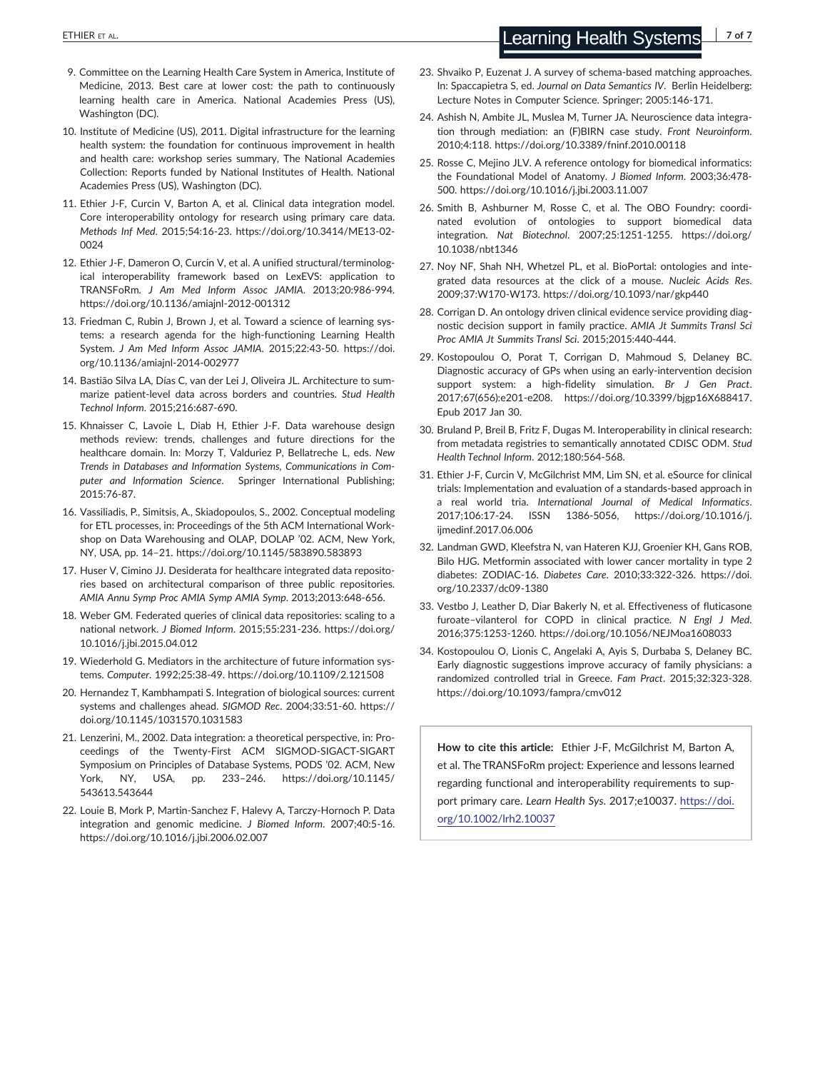9. Committee on the Learning Health Care System in America, Institute of Medicine, 2013. Best care at lower cost: the path to continuously learning health care in America. National Academies Press (US), Washington (DC).

10. Institute of Medicine (US), 2011. Digital infrastructure for the learning health system: the foundation for continuous improvement in health and health care: workshop series summary, The National Academies Collection: Reports funded by National Institutes of Health. National Academies Press (US), Washington (DC).

11. Ethier J-F, Curcin V, Barton A, et al. Clinical data integration model. Core interoperability ontology for research using primary care data. *Methods Inf Med*. 2015;54:16-23. https://doi.org/10.3414/ME13-02-0024

12. Ethier J-F, Dameron O, Curcin V, et al. A unified structural/terminological interoperability framework based on LexEVS: application to TRANSFoRm. *J Am Med Inform Assoc JAMIA*. 2013;20:986-994. https://doi.org/10.1136/amiajnl-2012-001312

13. Friedman C, Rubin J, Brown J, et al. Toward a science of learning systems: a research agenda for the high-functioning Learning Health System. *J Am Med Inform Assoc JAMIA*. 2015;22:43-50. https://doi.org/10.1136/amiajnl-2014-002977

14. Bastião Silva LA, Días C, van der Lei J, Oliveira JL. Architecture to summarize patient-level data across borders and countries. *Stud Health Technol Inform*. 2015;216:687-690.

15. Khnaisser C, Lavoie L, Diab H, Ethier J-F. Data warehouse design methods review: trends, challenges and future directions for the healthcare domain. In: Morzy T, Valduriez P, Bellatreche L, eds. *New Trends in Databases and Information Systems, Communications in Computer and Information Science*. Springer International Publishing; 2015:76-87.

16. Vassiliadis, P., Simitsis, A., Skiadopoulos, S., 2002. Conceptual modeling for ETL processes, in: Proceedings of the 5th ACM International Workshop on Data Warehousing and OLAP, DOLAP '02. ACM, New York, NY, USA, pp. 14–21. https://doi.org/10.1145/583890.583893

17. Huser V, Cimino JJ. Desiderata for healthcare integrated data repositories based on architectural comparison of three public repositories. *AMIA Annu Symp Proc AMIA Symp AMIA Symp*. 2013;2013:648-656.

18. Weber GM. Federated queries of clinical data repositories: scaling to a national network. *J Biomed Inform*. 2015;55:231-236. https://doi.org/10.1016/j.jbi.2015.04.012

19. Wiederhold G. Mediators in the architecture of future information systems. *Computer*. 1992;25:38-49. https://doi.org/10.1109/2.121508

20. Hernandez T, Kambhampati S. Integration of biological sources: current systems and challenges ahead. *SIGMOD Rec*. 2004;33:51-60. https://doi.org/10.1145/1031570.1031583

21. Lenzerini, M., 2002. Data integration: a theoretical perspective, in: Proceedings of the Twenty-First ACM SIGMOD-SIGACT-SIGART Symposium on Principles of Database Systems, PODS '02. ACM, New York, NY, USA, pp. 233–246. https://doi.org/10.1145/543613.543644

22. Louie B, Mork P, Martin-Sanchez F, Halevy A, Tarczy-Hornoch P. Data integration and genomic medicine. *J Biomed Inform*. 2007;40:5-16. https://doi.org/10.1016/j.jbi.2006.02.007

23. Shvaiko P, Euzenat J. A survey of schema-based matching approaches. In: Spaccapietra S, ed. *Journal on Data Semantics IV*. Berlin Heidelberg: Lecture Notes in Computer Science. Springer; 2005:146-171.

24. Ashish N, Ambite JL, Muslea M, Turner JA. Neuroscience data integration through mediation: an (F)BIRN case study. *Front Neuroinform*. 2010;4:118. https://doi.org/10.3389/fninf.2010.00118

25. Rosse C, Mejino JLV. A reference ontology for biomedical informatics: the Foundational Model of Anatomy. *J Biomed Inform*. 2003;36:478-500. https://doi.org/10.1016/j.jbi.2003.11.007

26. Smith B, Ashburner M, Rosse C, et al. The OBO Foundry: coordinated evolution of ontologies to support biomedical data integration. *Nat Biotechnol*. 2007;25:1251-1255. https://doi.org/10.1038/nbt1346

27. Noy NF, Shah NH, Whetzel PL, et al. BioPortal: ontologies and integrated data resources at the click of a mouse. *Nucleic Acids Res*. 2009;37:W170-W173. https://doi.org/10.1093/nar/gkp440

28. Corrigan D. An ontology driven clinical evidence service providing diagnostic decision support in family practice. *AMIA Jt Summits Transl Sci Proc AMIA Jt Summits Transl Sci*. 2015;2015:440-444.

29. Kostopoulou O, Porat T, Corrigan D, Mahmoud S, Delaney BC. Diagnostic accuracy of GPs when using an early-intervention decision support system: a high-fidelity simulation. *Br J Gen Pract*. 2017;67(656):e201-e208. https://doi.org/10.3399/bjgp16X688417. Epub 2017 Jan 30.

30. Bruland P, Breil B, Fritz F, Dugas M. Interoperability in clinical research: from metadata registries to semantically annotated CDISC ODM. *Stud Health Technol Inform*. 2012;180:564-568.

31. Ethier J-F, Curcin V, McGilchrist MM, Lim SN, et al. eSource for clinical trials: Implementation and evaluation of a standards-based approach in a real world tria. *International Journal of Medical Informatics*. 2017;106:17-24. ISSN 1386-5056, https://doi.org/10.1016/j.ijmedinf.2017.06.006

32. Landman GWD, Kleefstra N, van Hateren KJJ, Groenier KH, Gans ROB, Bilo HJG. Metformin associated with lower cancer mortality in type 2 diabetes: ZODIAC-16. *Diabetes Care*. 2010;33:322-326. https://doi.org/10.2337/dc09-1380

33. Vestbo J, Leather D, Diar Bakerly N, et al. Effectiveness of fluticasone furoate–vilanterol for COPD in clinical practice. *N Engl J Med*. 2016;375:1253-1260. https://doi.org/10.1056/NEJMoa1608033

34. Kostopoulou O, Lionis C, Angelaki A, Ayis S, Durbaba S, Delaney BC. Early diagnostic suggestions improve accuracy of family physicians: a randomized controlled trial in Greece. *Fam Pract*. 2015;32:323-328. https://doi.org/10.1093/fampra/cmv012

**How to cite this article:** Ethier J-F, McGilchrist M, Barton A, et al. The TRANSFoRm project: Experience and lessons learned regarding functional and interoperability requirements to support primary care. *Learn Health Sys*. 2017;e10037. https://doi.org/10.1002/lrh2.10037